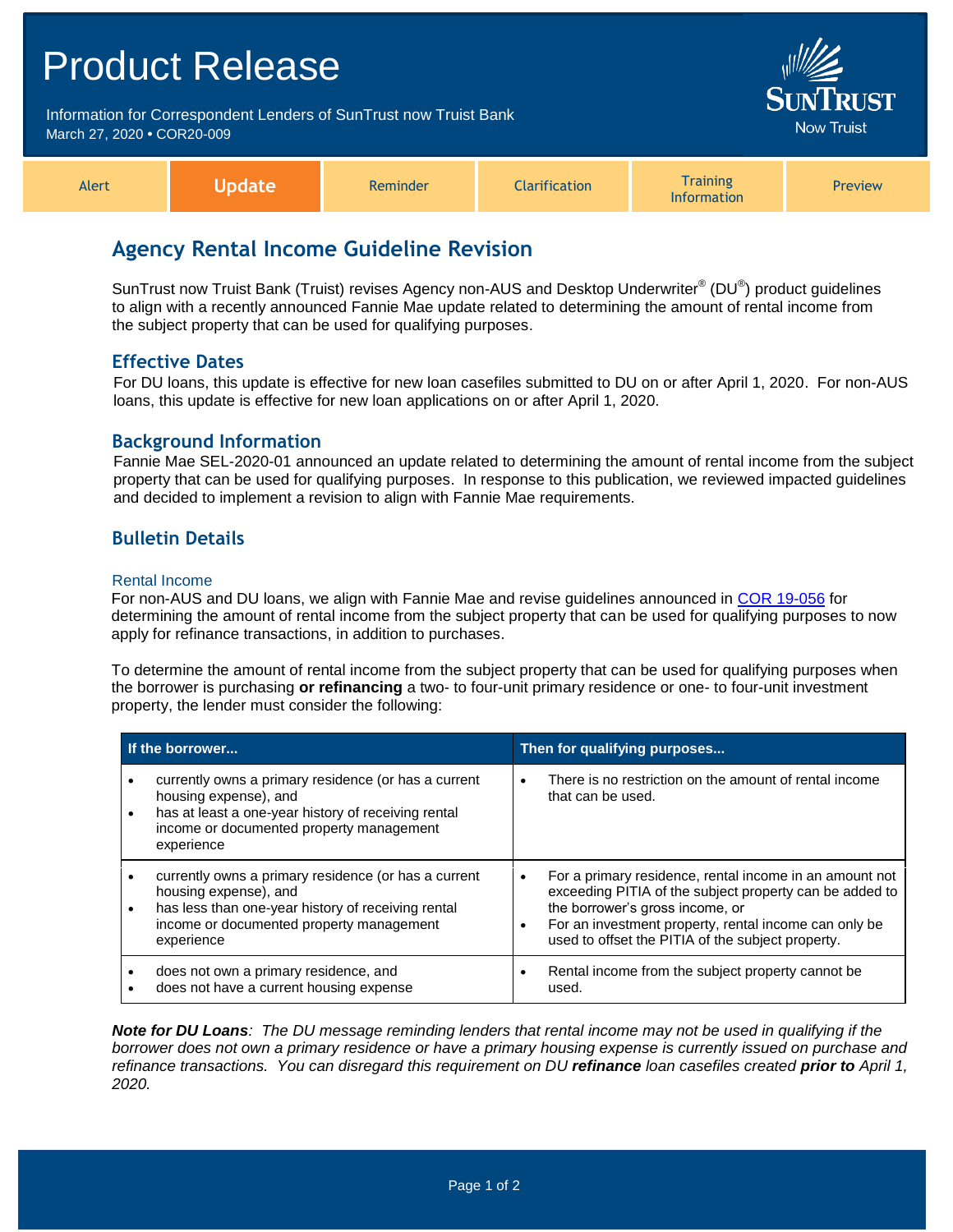# Product Release

Information for Correspondent Lenders of SunTrust now Truist Bank
March 27, 2020 • COR20-009

SunTrust Now Truist

| Alert | **Update** | Reminder | Clarification | Training Information | Preview |
|---|---|---|---|---|---|

## Agency Rental Income Guideline Revision

SunTrust now Truist Bank (Truist) revises Agency non-AUS and Desktop Underwriter® (DU®) product guidelines to align with a recently announced Fannie Mae update related to determining the amount of rental income from the subject property that can be used for qualifying purposes.

### Effective Dates

For DU loans, this update is effective for new loan casefiles submitted to DU on or after April 1, 2020. For non-AUS loans, this update is effective for new loan applications on or after April 1, 2020.

### Background Information

Fannie Mae SEL-2020-01 announced an update related to determining the amount of rental income from the subject property that can be used for qualifying purposes. In response to this publication, we reviewed impacted guidelines and decided to implement a revision to align with Fannie Mae requirements.

### Bulletin Details

#### Rental Income

For non-AUS and DU loans, we align with Fannie Mae and revise guidelines announced in COR 19-056 for determining the amount of rental income from the subject property that can be used for qualifying purposes to now apply for refinance transactions, in addition to purchases.

To determine the amount of rental income from the subject property that can be used for qualifying purposes when the borrower is purchasing **or refinancing** a two- to four-unit primary residence or one- to four-unit investment property, the lender must consider the following:

| If the borrower... | Then for qualifying purposes... |
|---|---|
| • currently owns a primary residence (or has a current housing expense), and<br>• has at least a one-year history of receiving rental income or documented property management experience | • There is no restriction on the amount of rental income that can be used. |
| • currently owns a primary residence (or has a current housing expense), and<br>• has less than one-year history of receiving rental income or documented property management experience | • For a primary residence, rental income in an amount not exceeding PITIA of the subject property can be added to the borrower's gross income, or<br>• For an investment property, rental income can only be used to offset the PITIA of the subject property. |
| • does not own a primary residence, and<br>• does not have a current housing expense | • Rental income from the subject property cannot be used. |

***Note for DU Loans**: The DU message reminding lenders that rental income may not be used in qualifying if the borrower does not own a primary residence or have a primary housing expense is currently issued on purchase and refinance transactions. You can disregard this requirement on DU **refinance** loan casefiles created **prior to** April 1, 2020.*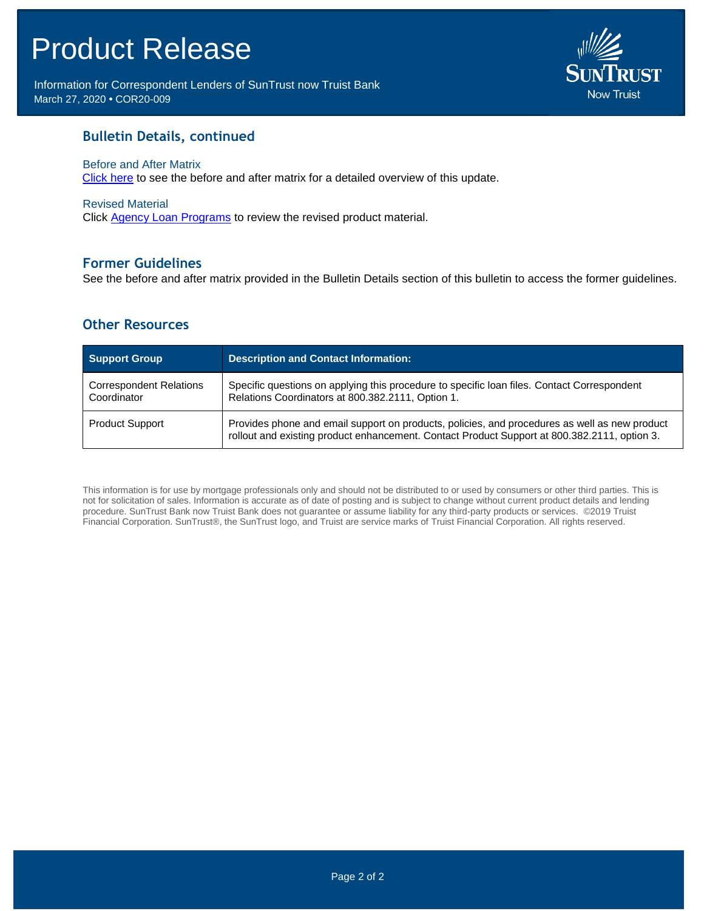## Bulletin Details, continued

### Before and After Matrix

Click here to see the before and after matrix for a detailed overview of this update.

### Revised Material

Click Agency Loan Programs to review the revised product material.

## Former Guidelines

See the before and after matrix provided in the Bulletin Details section of this bulletin to access the former guidelines.

## Other Resources

| Support Group | Description and Contact Information: |
|---|---|
| Correspondent Relations Coordinator | Specific questions on applying this procedure to specific loan files. Contact Correspondent Relations Coordinators at 800.382.2111, Option 1. |
| Product Support | Provides phone and email support on products, policies, and procedures as well as new product rollout and existing product enhancement. Contact Product Support at 800.382.2111, option 3. |

This information is for use by mortgage professionals only and should not be distributed to or used by consumers or other third parties. This is not for solicitation of sales. Information is accurate as of date of posting and is subject to change without current product details and lending procedure. SunTrust Bank now Truist Bank does not guarantee or assume liability for any third-party products or services. ©2019 Truist Financial Corporation. SunTrust®, the SunTrust logo, and Truist are service marks of Truist Financial Corporation. All rights reserved.